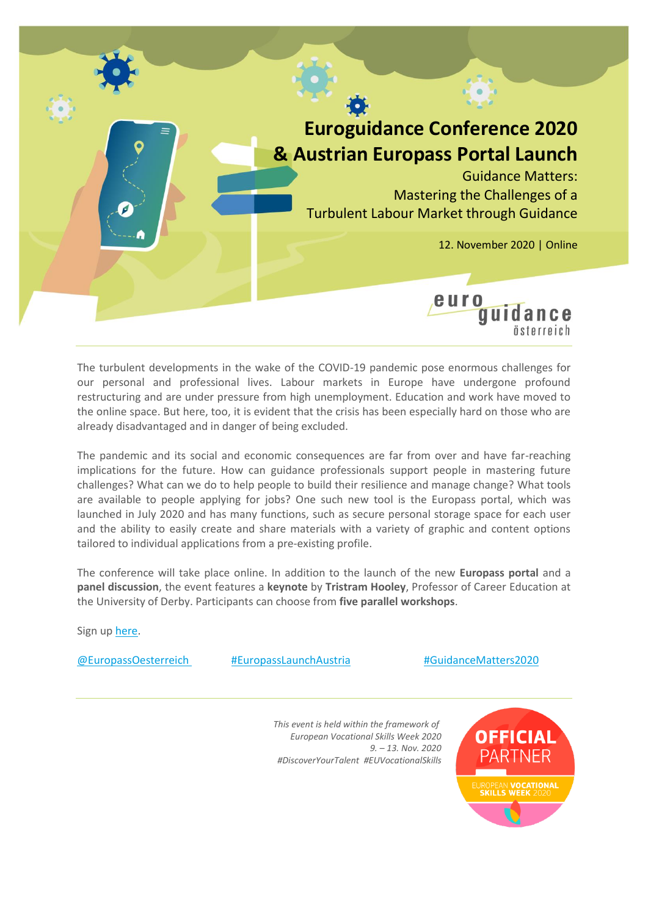# Euroguidance Conference 2020
# & Austrian Europass Portal Launch

## Guidance Matters: Mastering the Challenges of a Turbulent Labour Market through Guidance

12. November 2020 | Online

euro guidance österreich

The turbulent developments in the wake of the COVID-19 pandemic pose enormous challenges for our personal and professional lives. Labour markets in Europe have undergone profound restructuring and are under pressure from high unemployment. Education and work have moved to the online space. But here, too, it is evident that the crisis has been especially hard on those who are already disadvantaged and in danger of being excluded.

The pandemic and its social and economic consequences are far from over and have far-reaching implications for the future. How can guidance professionals support people in mastering future challenges? What can we do to help people to build their resilience and manage change? What tools are available to people applying for jobs? One such new tool is the Europass portal, which was launched in July 2020 and has many functions, such as secure personal storage space for each user and the ability to easily create and share materials with a variety of graphic and content options tailored to individual applications from a pre-existing profile.

The conference will take place online. In addition to the launch of the new **Europass portal** and a **panel discussion**, the event features a **keynote** by **Tristram Hooley**, Professor of Career Education at the University of Derby. Participants can choose from **five parallel workshops**.

Sign up here.

@EuropassOesterreich #EuropassLaunchAustria #GuidanceMatters2020

*This event is held within the framework of European Vocational Skills Week 2020 9. – 13. Nov. 2020 #DiscoverYourTalent #EUVocationalSkills*

OFFICIAL PARTNER EUROPEAN VOCATIONAL SKILLS WEEK 2020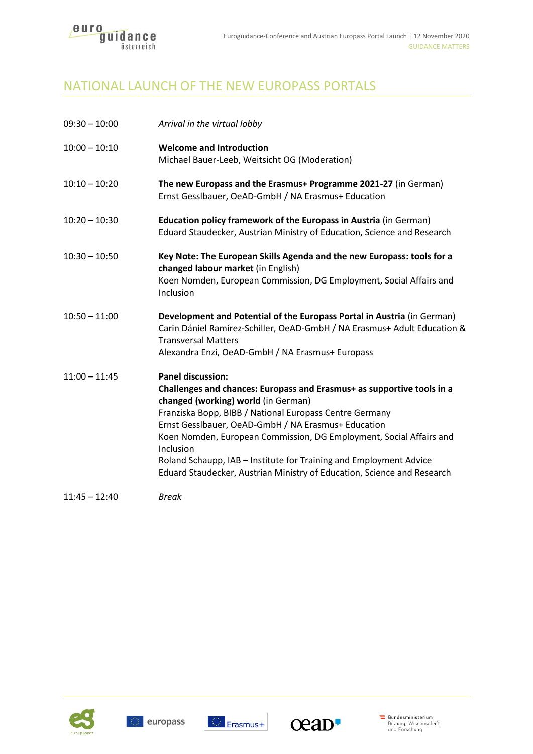# NATIONAL LAUNCH OF THE NEW EUROPASS PORTALS

| | |
|---|---|
| 09:30 – 10:00 | *Arrival in the virtual lobby* |
| 10:00 – 10:10 | **Welcome and Introduction**<br>Michael Bauer-Leeb, Weitsicht OG (Moderation) |
| 10:10 – 10:20 | **The new Europass and the Erasmus+ Programme 2021-27** (in German)<br>Ernst Gesslbauer, OeAD-GmbH / NA Erasmus+ Education |
| 10:20 – 10:30 | **Education policy framework of the Europass in Austria** (in German)<br>Eduard Staudecker, Austrian Ministry of Education, Science and Research |
| 10:30 – 10:50 | **Key Note: The European Skills Agenda and the new Europass: tools for a changed labour market** (in English)<br>Koen Nomden, European Commission, DG Employment, Social Affairs and Inclusion |
| 10:50 – 11:00 | **Development and Potential of the Europass Portal in Austria** (in German)<br>Carin Dániel Ramírez-Schiller, OeAD-GmbH / NA Erasmus+ Adult Education & Transversal Matters<br>Alexandra Enzi, OeAD-GmbH / NA Erasmus+ Europass |
| 11:00 – 11:45 | **Panel discussion:**<br>**Challenges and chances: Europass and Erasmus+ as supportive tools in a changed (working) world** (in German)<br>Franziska Bopp, BIBB / National Europass Centre Germany<br>Ernst Gesslbauer, OeAD-GmbH / NA Erasmus+ Education<br>Koen Nomden, European Commission, DG Employment, Social Affairs and Inclusion<br>Roland Schaupp, IAB – Institute for Training and Employment Advice<br>Eduard Staudecker, Austrian Ministry of Education, Science and Research |
| 11:45 – 12:40 | *Break* |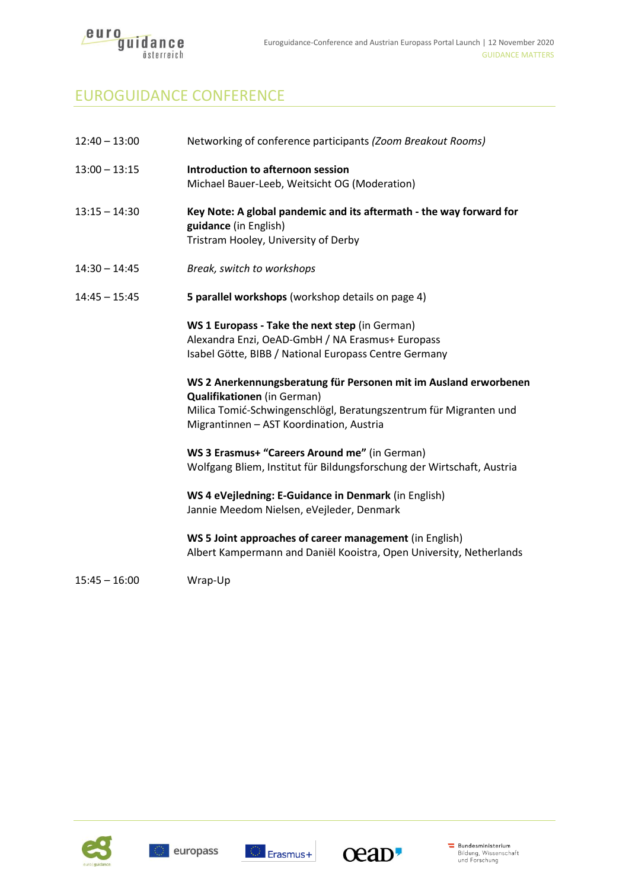# EUROGUIDANCE CONFERENCE

| | |
|---|---|
| 12:40 – 13:00 | Networking of conference participants *(Zoom Breakout Rooms)* |
| 13:00 – 13:15 | **Introduction to afternoon session**<br>Michael Bauer-Leeb, Weitsicht OG (Moderation) |
| 13:15 – 14:30 | **Key Note: A global pandemic and its aftermath - the way forward for guidance** (in English)<br>Tristram Hooley, University of Derby |
| 14:30 – 14:45 | *Break, switch to workshops* |
| 14:45 – 15:45 | **5 parallel workshops** (workshop details on page 4)<br><br>**WS 1 Europass - Take the next step** (in German)<br>Alexandra Enzi, OeAD-GmbH / NA Erasmus+ Europass<br>Isabel Götte, BIBB / National Europass Centre Germany<br><br>**WS 2 Anerkennungsberatung für Personen mit im Ausland erworbenen Qualifikationen** (in German)<br>Milica Tomić-Schwingenschlögl, Beratungszentrum für Migranten und Migrantinnen – AST Koordination, Austria<br><br>**WS 3 Erasmus+ "Careers Around me"** (in German)<br>Wolfgang Bliem, Institut für Bildungsforschung der Wirtschaft, Austria<br><br>**WS 4 eVejledning: E-Guidance in Denmark** (in English)<br>Jannie Meedom Nielsen, eVejleder, Denmark<br><br>**WS 5 Joint approaches of career management** (in English)<br>Albert Kampermann and Daniël Kooistra, Open University, Netherlands |
| 15:45 – 16:00 | Wrap-Up |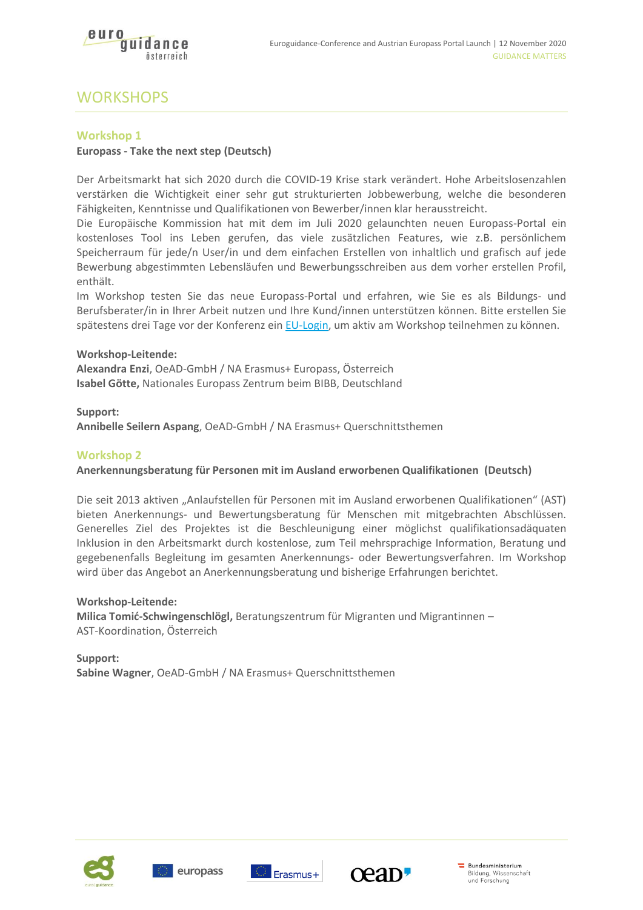# WORKSHOPS

## Workshop 1

**Europass - Take the next step (Deutsch)**

Der Arbeitsmarkt hat sich 2020 durch die COVID-19 Krise stark verändert. Hohe Arbeitslosenzahlen verstärken die Wichtigkeit einer sehr gut strukturierten Jobbewerbung, welche die besonderen Fähigkeiten, Kenntnisse und Qualifikationen von Bewerber/innen klar herausstreicht.
Die Europäische Kommission hat mit dem im Juli 2020 gelaunchten neuen Europass-Portal ein kostenloses Tool ins Leben gerufen, das viele zusätzlichen Features, wie z.B. persönlichem Speicherraum für jede/n User/in und dem einfachen Erstellen von inhaltlich und grafisch auf jede Bewerbung abgestimmten Lebensläufen und Bewerbungsschreiben aus dem vorher erstellen Profil, enthält.
Im Workshop testen Sie das neue Europass-Portal und erfahren, wie Sie es als Bildungs- und Berufsberater/in in Ihrer Arbeit nutzen und Ihre Kund/innen unterstützen können. Bitte erstellen Sie spätestens drei Tage vor der Konferenz ein EU-Login, um aktiv am Workshop teilnehmen zu können.

**Workshop-Leitende:**
**Alexandra Enzi**, OeAD-GmbH / NA Erasmus+ Europass, Österreich
**Isabel Götte,** Nationales Europass Zentrum beim BIBB, Deutschland

**Support:**
**Annibelle Seilern Aspang**, OeAD-GmbH / NA Erasmus+ Querschnittsthemen

## Workshop 2

**Anerkennungsberatung für Personen mit im Ausland erworbenen Qualifikationen (Deutsch)**

Die seit 2013 aktiven „Anlaufstellen für Personen mit im Ausland erworbenen Qualifikationen" (AST) bieten Anerkennungs- und Bewertungsberatung für Menschen mit mitgebrachten Abschlüssen. Generelles Ziel des Projektes ist die Beschleunigung einer möglichst qualifikationsadäquaten Inklusion in den Arbeitsmarkt durch kostenlose, zum Teil mehrsprachige Information, Beratung und gegebenenfalls Begleitung im gesamten Anerkennungs- oder Bewertungsverfahren. Im Workshop wird über das Angebot an Anerkennungsberatung und bisherige Erfahrungen berichtet.

**Workshop-Leitende:**
**Milica Tomić-Schwingenschlögl,** Beratungszentrum für Migranten und Migrantinnen – AST-Koordination, Österreich

**Support:**
**Sabine Wagner**, OeAD-GmbH / NA Erasmus+ Querschnittsthemen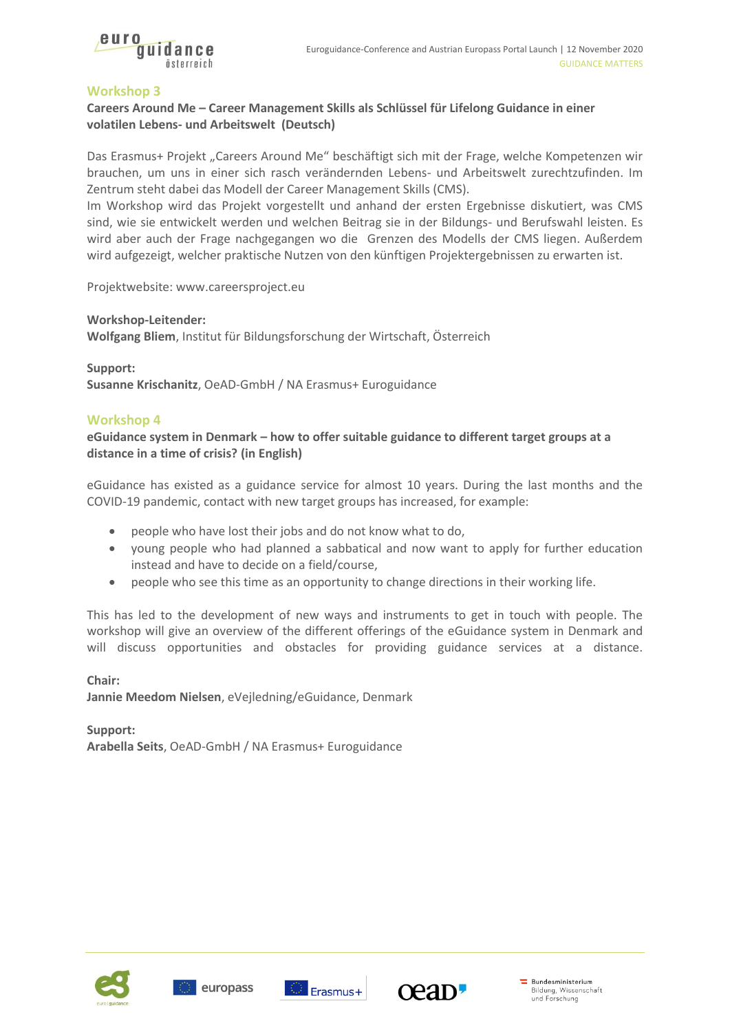## Workshop 3

**Careers Around Me – Career Management Skills als Schlüssel für Lifelong Guidance in einer volatilen Lebens- und Arbeitswelt (Deutsch)**

Das Erasmus+ Projekt „Careers Around Me" beschäftigt sich mit der Frage, welche Kompetenzen wir brauchen, um uns in einer sich rasch verändernden Lebens- und Arbeitswelt zurechtzufinden. Im Zentrum steht dabei das Modell der Career Management Skills (CMS).
Im Workshop wird das Projekt vorgestellt und anhand der ersten Ergebnisse diskutiert, was CMS sind, wie sie entwickelt werden und welchen Beitrag sie in der Bildungs- und Berufswahl leisten. Es wird aber auch der Frage nachgegangen wo die Grenzen des Modells der CMS liegen. Außerdem wird aufgezeigt, welcher praktische Nutzen von den künftigen Projektergebnissen zu erwarten ist.

Projektwebsite: www.careersproject.eu

**Workshop-Leitender:**
**Wolfgang Bliem**, Institut für Bildungsforschung der Wirtschaft, Österreich

**Support:**
**Susanne Krischanitz**, OeAD-GmbH / NA Erasmus+ Euroguidance

## Workshop 4

**eGuidance system in Denmark – how to offer suitable guidance to different target groups at a distance in a time of crisis? (in English)**

eGuidance has existed as a guidance service for almost 10 years. During the last months and the COVID-19 pandemic, contact with new target groups has increased, for example:

- people who have lost their jobs and do not know what to do,
- young people who had planned a sabbatical and now want to apply for further education instead and have to decide on a field/course,
- people who see this time as an opportunity to change directions in their working life.

This has led to the development of new ways and instruments to get in touch with people. The workshop will give an overview of the different offerings of the eGuidance system in Denmark and will discuss opportunities and obstacles for providing guidance services at a distance.

**Chair:**
**Jannie Meedom Nielsen**, eVejledning/eGuidance, Denmark

**Support:**
**Arabella Seits**, OeAD-GmbH / NA Erasmus+ Euroguidance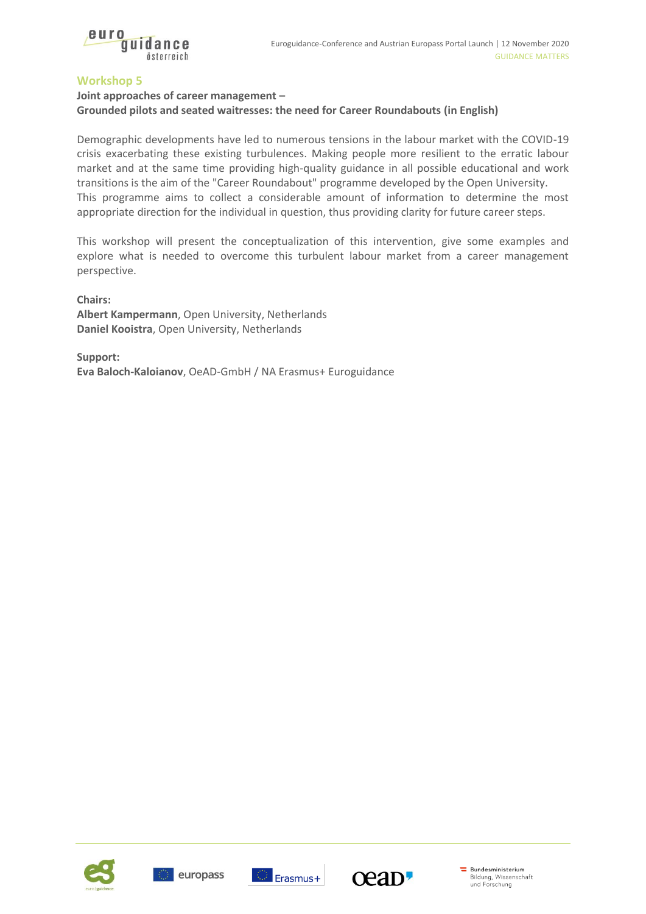## Workshop 5

**Joint approaches of career management –**
**Grounded pilots and seated waitresses: the need for Career Roundabouts (in English)**

Demographic developments have led to numerous tensions in the labour market with the COVID-19 crisis exacerbating these existing turbulences. Making people more resilient to the erratic labour market and at the same time providing high-quality guidance in all possible educational and work transitions is the aim of the "Career Roundabout" programme developed by the Open University.
This programme aims to collect a considerable amount of information to determine the most appropriate direction for the individual in question, thus providing clarity for future career steps.

This workshop will present the conceptualization of this intervention, give some examples and explore what is needed to overcome this turbulent labour market from a career management perspective.

**Chairs:**
**Albert Kampermann**, Open University, Netherlands
**Daniel Kooistra**, Open University, Netherlands

**Support:**
**Eva Baloch-Kaloianov**, OeAD-GmbH / NA Erasmus+ Euroguidance